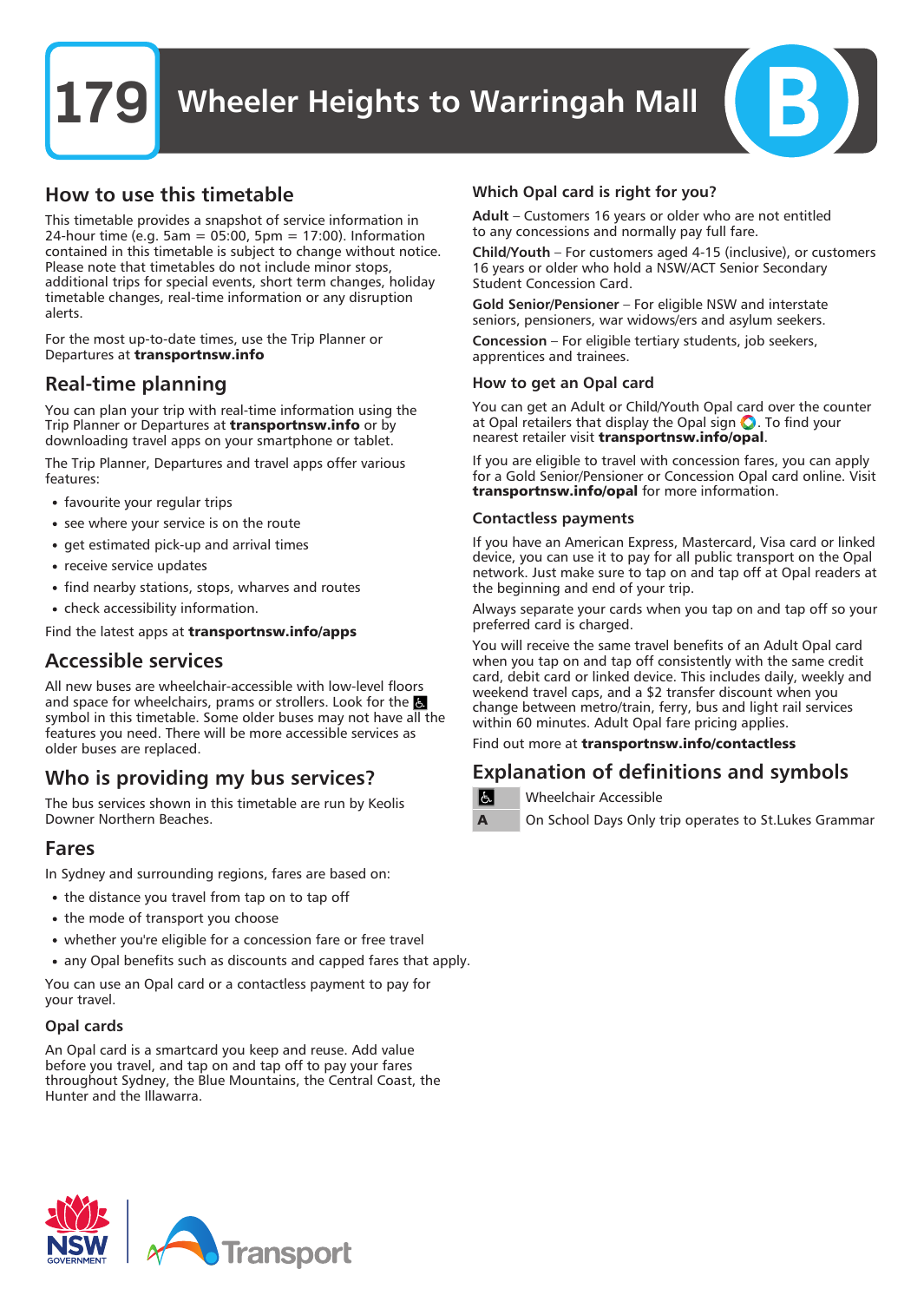# 179 Wheeler Heights to Warringah Mall

B

## How to use this timetable

This timetable provides a snapshot of service information in 24-hour time (e.g. 5am = 05:00, 5pm = 17:00). Information contained in this timetable is subject to change without notice. Please note that timetables do not include minor stops, additional trips for special events, short term changes, holiday timetable changes, real-time information or any disruption alerts.

For the most up-to-date times, use the Trip Planner or Departures at **transportnsw.info**

## Real-time planning

You can plan your trip with real-time information using the Trip Planner or Departures at **transportnsw.info** or by downloading travel apps on your smartphone or tablet.

The Trip Planner, Departures and travel apps offer various features:

- favourite your regular trips
- see where your service is on the route
- get estimated pick-up and arrival times
- receive service updates
- find nearby stations, stops, wharves and routes
- check accessibility information.

Find the latest apps at **transportnsw.info/apps**

## Accessible services

All new buses are wheelchair-accessible with low-level floors and space for wheelchairs, prams or strollers. Look for the ♿ symbol in this timetable. Some older buses may not have all the features you need. There will be more accessible services as older buses are replaced.

## Who is providing my bus services?

The bus services shown in this timetable are run by Keolis Downer Northern Beaches.

## Fares

In Sydney and surrounding regions, fares are based on:

- the distance you travel from tap on to tap off
- the mode of transport you choose
- whether you're eligible for a concession fare or free travel
- any Opal benefits such as discounts and capped fares that apply.

You can use an Opal card or a contactless payment to pay for your travel.

### Opal cards

An Opal card is a smartcard you keep and reuse. Add value before you travel, and tap on and tap off to pay your fares throughout Sydney, the Blue Mountains, the Central Coast, the Hunter and the Illawarra.

### Which Opal card is right for you?

**Adult** – Customers 16 years or older who are not entitled to any concessions and normally pay full fare.

**Child/Youth** – For customers aged 4-15 (inclusive), or customers 16 years or older who hold a NSW/ACT Senior Secondary Student Concession Card.

**Gold Senior/Pensioner** – For eligible NSW and interstate seniors, pensioners, war widows/ers and asylum seekers.

**Concession** – For eligible tertiary students, job seekers, apprentices and trainees.

### How to get an Opal card

You can get an Adult or Child/Youth Opal card over the counter at Opal retailers that display the Opal sign. To find your nearest retailer visit **transportnsw.info/opal**.

If you are eligible to travel with concession fares, you can apply for a Gold Senior/Pensioner or Concession Opal card online. Visit **transportnsw.info/opal** for more information.

### Contactless payments

If you have an American Express, Mastercard, Visa card or linked device, you can use it to pay for all public transport on the Opal network. Just make sure to tap on and tap off at Opal readers at the beginning and end of your trip.

Always separate your cards when you tap on and tap off so your preferred card is charged.

You will receive the same travel benefits of an Adult Opal card when you tap on and tap off consistently with the same credit card, debit card or linked device. This includes daily, weekly and weekend travel caps, and a $2 transfer discount when you change between metro/train, ferry, bus and light rail services within 60 minutes. Adult Opal fare pricing applies.

Find out more at **transportnsw.info/contactless**

## Explanation of definitions and symbols

| Symbol | Definition |
| --- | --- |
| ♿ | Wheelchair Accessible |
| A | On School Days Only trip operates to St.Lukes Grammar |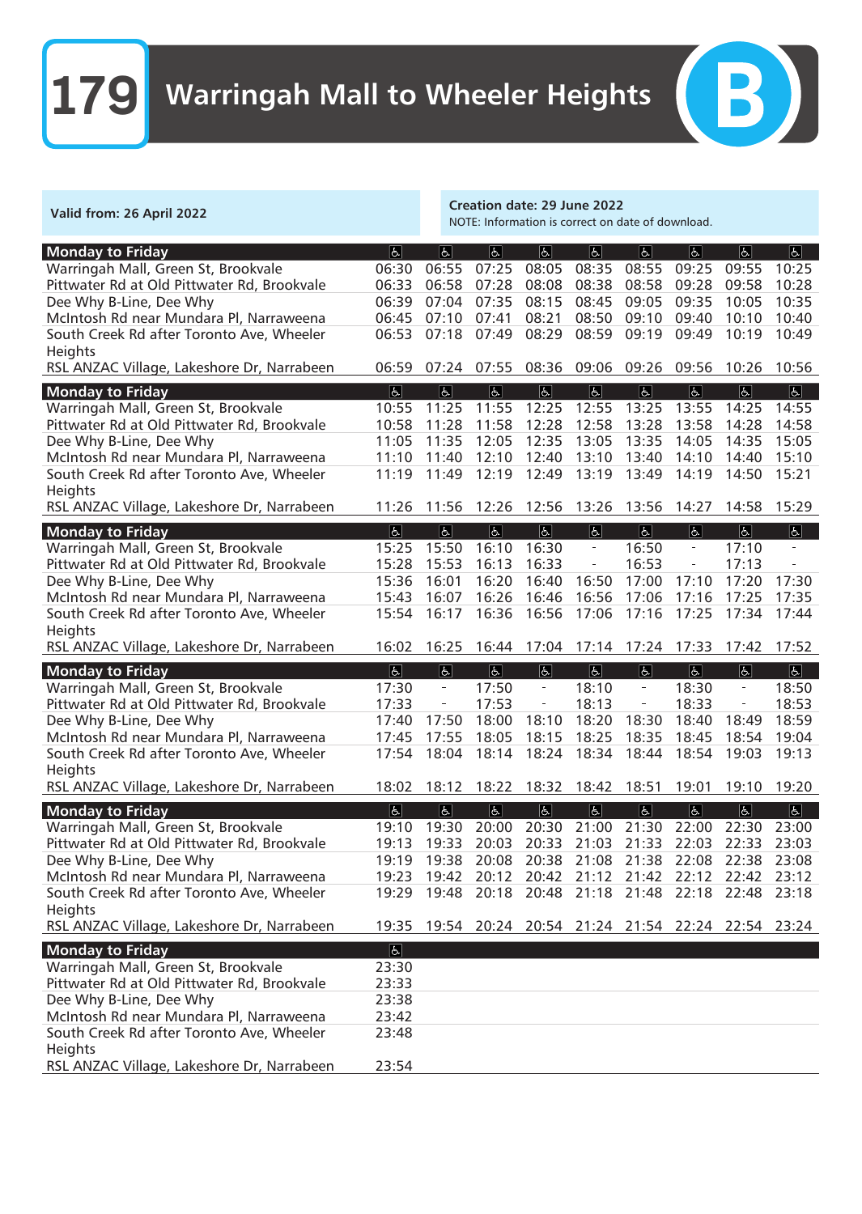# 179 Warringah Mall to Wheeler Heights

B

**Valid from: 26 April 2022**

**Creation date: 29 June 2022**
NOTE: Information is correct on date of download.

| Monday to Friday | ♿ | ♿ | ♿ | ♿ | ♿ | ♿ | ♿ | ♿ | ♿ |
|---|---|---|---|---|---|---|---|---|---|
| Warringah Mall, Green St, Brookvale | 06:30 | 06:55 | 07:25 | 08:05 | 08:35 | 08:55 | 09:25 | 09:55 | 10:25 |
| Pittwater Rd at Old Pittwater Rd, Brookvale | 06:33 | 06:58 | 07:28 | 08:08 | 08:38 | 08:58 | 09:28 | 09:58 | 10:28 |
| Dee Why B-Line, Dee Why | 06:39 | 07:04 | 07:35 | 08:15 | 08:45 | 09:05 | 09:35 | 10:05 | 10:35 |
| McIntosh Rd near Mundara Pl, Narraweena | 06:45 | 07:10 | 07:41 | 08:21 | 08:50 | 09:10 | 09:40 | 10:10 | 10:40 |
| South Creek Rd after Toronto Ave, Wheeler Heights | 06:53 | 07:18 | 07:49 | 08:29 | 08:59 | 09:19 | 09:49 | 10:19 | 10:49 |
| RSL ANZAC Village, Lakeshore Dr, Narrabeen | 06:59 | 07:24 | 07:55 | 08:36 | 09:06 | 09:26 | 09:56 | 10:26 | 10:56 |

| Monday to Friday | ♿ | ♿ | ♿ | ♿ | ♿ | ♿ | ♿ | ♿ | ♿ |
|---|---|---|---|---|---|---|---|---|---|
| Warringah Mall, Green St, Brookvale | 10:55 | 11:25 | 11:55 | 12:25 | 12:55 | 13:25 | 13:55 | 14:25 | 14:55 |
| Pittwater Rd at Old Pittwater Rd, Brookvale | 10:58 | 11:28 | 11:58 | 12:28 | 12:58 | 13:28 | 13:58 | 14:28 | 14:58 |
| Dee Why B-Line, Dee Why | 11:05 | 11:35 | 12:05 | 12:35 | 13:05 | 13:35 | 14:05 | 14:35 | 15:05 |
| McIntosh Rd near Mundara Pl, Narraweena | 11:10 | 11:40 | 12:10 | 12:40 | 13:10 | 13:40 | 14:10 | 14:40 | 15:10 |
| South Creek Rd after Toronto Ave, Wheeler Heights | 11:19 | 11:49 | 12:19 | 12:49 | 13:19 | 13:49 | 14:19 | 14:50 | 15:21 |
| RSL ANZAC Village, Lakeshore Dr, Narrabeen | 11:26 | 11:56 | 12:26 | 12:56 | 13:26 | 13:56 | 14:27 | 14:58 | 15:29 |

| Monday to Friday | ♿ | ♿ | ♿ | ♿ | ♿ | ♿ | ♿ | ♿ | ♿ |
|---|---|---|---|---|---|---|---|---|---|
| Warringah Mall, Green St, Brookvale | 15:25 | 15:50 | 16:10 | 16:30 | - | 16:50 | - | 17:10 | - |
| Pittwater Rd at Old Pittwater Rd, Brookvale | 15:28 | 15:53 | 16:13 | 16:33 | - | 16:53 | - | 17:13 | - |
| Dee Why B-Line, Dee Why | 15:36 | 16:01 | 16:20 | 16:40 | 16:50 | 17:00 | 17:10 | 17:20 | 17:30 |
| McIntosh Rd near Mundara Pl, Narraweena | 15:43 | 16:07 | 16:26 | 16:46 | 16:56 | 17:06 | 17:16 | 17:25 | 17:35 |
| South Creek Rd after Toronto Ave, Wheeler Heights | 15:54 | 16:17 | 16:36 | 16:56 | 17:06 | 17:16 | 17:25 | 17:34 | 17:44 |
| RSL ANZAC Village, Lakeshore Dr, Narrabeen | 16:02 | 16:25 | 16:44 | 17:04 | 17:14 | 17:24 | 17:33 | 17:42 | 17:52 |

| Monday to Friday | ♿ | ♿ | ♿ | ♿ | ♿ | ♿ | ♿ | ♿ | ♿ |
|---|---|---|---|---|---|---|---|---|---|
| Warringah Mall, Green St, Brookvale | 17:30 | - | 17:50 | - | 18:10 | - | 18:30 | - | 18:50 |
| Pittwater Rd at Old Pittwater Rd, Brookvale | 17:33 | - | 17:53 | - | 18:13 | - | 18:33 | - | 18:53 |
| Dee Why B-Line, Dee Why | 17:40 | 17:50 | 18:00 | 18:10 | 18:20 | 18:30 | 18:40 | 18:49 | 18:59 |
| McIntosh Rd near Mundara Pl, Narraweena | 17:45 | 17:55 | 18:05 | 18:15 | 18:25 | 18:35 | 18:45 | 18:54 | 19:04 |
| South Creek Rd after Toronto Ave, Wheeler Heights | 17:54 | 18:04 | 18:14 | 18:24 | 18:34 | 18:44 | 18:54 | 19:03 | 19:13 |
| RSL ANZAC Village, Lakeshore Dr, Narrabeen | 18:02 | 18:12 | 18:22 | 18:32 | 18:42 | 18:51 | 19:01 | 19:10 | 19:20 |

| Monday to Friday | ♿ | ♿ | ♿ | ♿ | ♿ | ♿ | ♿ | ♿ | ♿ |
|---|---|---|---|---|---|---|---|---|---|
| Warringah Mall, Green St, Brookvale | 19:10 | 19:30 | 20:00 | 20:30 | 21:00 | 21:30 | 22:00 | 22:30 | 23:00 |
| Pittwater Rd at Old Pittwater Rd, Brookvale | 19:13 | 19:33 | 20:03 | 20:33 | 21:03 | 21:33 | 22:03 | 22:33 | 23:03 |
| Dee Why B-Line, Dee Why | 19:19 | 19:38 | 20:08 | 20:38 | 21:08 | 21:38 | 22:08 | 22:38 | 23:08 |
| McIntosh Rd near Mundara Pl, Narraweena | 19:23 | 19:42 | 20:12 | 20:42 | 21:12 | 21:42 | 22:12 | 22:42 | 23:12 |
| South Creek Rd after Toronto Ave, Wheeler Heights | 19:29 | 19:48 | 20:18 | 20:48 | 21:18 | 21:48 | 22:18 | 22:48 | 23:18 |
| RSL ANZAC Village, Lakeshore Dr, Narrabeen | 19:35 | 19:54 | 20:24 | 20:54 | 21:24 | 21:54 | 22:24 | 22:54 | 23:24 |

| Monday to Friday | ♿ |
|---|---|
| Warringah Mall, Green St, Brookvale | 23:30 |
| Pittwater Rd at Old Pittwater Rd, Brookvale | 23:33 |
| Dee Why B-Line, Dee Why | 23:38 |
| McIntosh Rd near Mundara Pl, Narraweena | 23:42 |
| South Creek Rd after Toronto Ave, Wheeler Heights | 23:48 |
| RSL ANZAC Village, Lakeshore Dr, Narrabeen | 23:54 |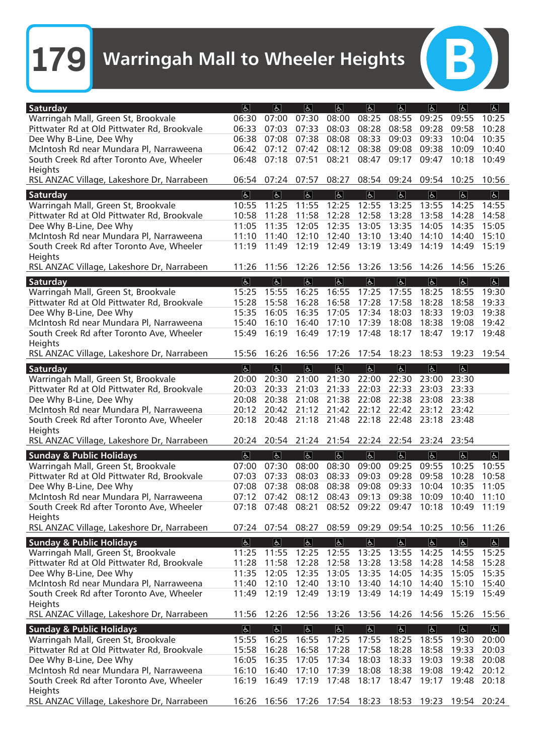# 179 Warringah Mall to Wheeler Heights

B

| Saturday | ♿ | ♿ | ♿ | ♿ | ♿ | ♿ | ♿ | ♿ | ♿ |
|---|---|---|---|---|---|---|---|---|---|
| Warringah Mall, Green St, Brookvale | 06:30 | 07:00 | 07:30 | 08:00 | 08:25 | 08:55 | 09:25 | 09:55 | 10:25 |
| Pittwater Rd at Old Pittwater Rd, Brookvale | 06:33 | 07:03 | 07:33 | 08:03 | 08:28 | 08:58 | 09:28 | 09:58 | 10:28 |
| Dee Why B-Line, Dee Why | 06:38 | 07:08 | 07:38 | 08:08 | 08:33 | 09:03 | 09:33 | 10:04 | 10:35 |
| McIntosh Rd near Mundara Pl, Narraweena | 06:42 | 07:12 | 07:42 | 08:12 | 08:38 | 09:08 | 09:38 | 10:09 | 10:40 |
| South Creek Rd after Toronto Ave, Wheeler Heights | 06:48 | 07:18 | 07:51 | 08:21 | 08:47 | 09:17 | 09:47 | 10:18 | 10:49 |
| RSL ANZAC Village, Lakeshore Dr, Narrabeen | 06:54 | 07:24 | 07:57 | 08:27 | 08:54 | 09:24 | 09:54 | 10:25 | 10:56 |

| Saturday | ♿ | ♿ | ♿ | ♿ | ♿ | ♿ | ♿ | ♿ | ♿ |
|---|---|---|---|---|---|---|---|---|---|
| Warringah Mall, Green St, Brookvale | 10:55 | 11:25 | 11:55 | 12:25 | 12:55 | 13:25 | 13:55 | 14:25 | 14:55 |
| Pittwater Rd at Old Pittwater Rd, Brookvale | 10:58 | 11:28 | 11:58 | 12:28 | 12:58 | 13:28 | 13:58 | 14:28 | 14:58 |
| Dee Why B-Line, Dee Why | 11:05 | 11:35 | 12:05 | 12:35 | 13:05 | 13:35 | 14:05 | 14:35 | 15:05 |
| McIntosh Rd near Mundara Pl, Narraweena | 11:10 | 11:40 | 12:10 | 12:40 | 13:10 | 13:40 | 14:10 | 14:40 | 15:10 |
| South Creek Rd after Toronto Ave, Wheeler Heights | 11:19 | 11:49 | 12:19 | 12:49 | 13:19 | 13:49 | 14:19 | 14:49 | 15:19 |
| RSL ANZAC Village, Lakeshore Dr, Narrabeen | 11:26 | 11:56 | 12:26 | 12:56 | 13:26 | 13:56 | 14:26 | 14:56 | 15:26 |

| Saturday | ♿ | ♿ | ♿ | ♿ | ♿ | ♿ | ♿ | ♿ | ♿ |
|---|---|---|---|---|---|---|---|---|---|
| Warringah Mall, Green St, Brookvale | 15:25 | 15:55 | 16:25 | 16:55 | 17:25 | 17:55 | 18:25 | 18:55 | 19:30 |
| Pittwater Rd at Old Pittwater Rd, Brookvale | 15:28 | 15:58 | 16:28 | 16:58 | 17:28 | 17:58 | 18:28 | 18:58 | 19:33 |
| Dee Why B-Line, Dee Why | 15:35 | 16:05 | 16:35 | 17:05 | 17:34 | 18:03 | 18:33 | 19:03 | 19:38 |
| McIntosh Rd near Mundara Pl, Narraweena | 15:40 | 16:10 | 16:40 | 17:10 | 17:39 | 18:08 | 18:38 | 19:08 | 19:42 |
| South Creek Rd after Toronto Ave, Wheeler Heights | 15:49 | 16:19 | 16:49 | 17:19 | 17:48 | 18:17 | 18:47 | 19:17 | 19:48 |
| RSL ANZAC Village, Lakeshore Dr, Narrabeen | 15:56 | 16:26 | 16:56 | 17:26 | 17:54 | 18:23 | 18:53 | 19:23 | 19:54 |

| Saturday | ♿ | ♿ | ♿ | ♿ | ♿ | ♿ | ♿ | ♿ |
|---|---|---|---|---|---|---|---|---|
| Warringah Mall, Green St, Brookvale | 20:00 | 20:30 | 21:00 | 21:30 | 22:00 | 22:30 | 23:00 | 23:30 |
| Pittwater Rd at Old Pittwater Rd, Brookvale | 20:03 | 20:33 | 21:03 | 21:33 | 22:03 | 22:33 | 23:03 | 23:33 |
| Dee Why B-Line, Dee Why | 20:08 | 20:38 | 21:08 | 21:38 | 22:08 | 22:38 | 23:08 | 23:38 |
| McIntosh Rd near Mundara Pl, Narraweena | 20:12 | 20:42 | 21:12 | 21:42 | 22:12 | 22:42 | 23:12 | 23:42 |
| South Creek Rd after Toronto Ave, Wheeler Heights | 20:18 | 20:48 | 21:18 | 21:48 | 22:18 | 22:48 | 23:18 | 23:48 |
| RSL ANZAC Village, Lakeshore Dr, Narrabeen | 20:24 | 20:54 | 21:24 | 21:54 | 22:24 | 22:54 | 23:24 | 23:54 |

| Sunday & Public Holidays | ♿ | ♿ | ♿ | ♿ | ♿ | ♿ | ♿ | ♿ | ♿ |
|---|---|---|---|---|---|---|---|---|---|
| Warringah Mall, Green St, Brookvale | 07:00 | 07:30 | 08:00 | 08:30 | 09:00 | 09:25 | 09:55 | 10:25 | 10:55 |
| Pittwater Rd at Old Pittwater Rd, Brookvale | 07:03 | 07:33 | 08:03 | 08:33 | 09:03 | 09:28 | 09:58 | 10:28 | 10:58 |
| Dee Why B-Line, Dee Why | 07:08 | 07:38 | 08:08 | 08:38 | 09:08 | 09:33 | 10:04 | 10:35 | 11:05 |
| McIntosh Rd near Mundara Pl, Narraweena | 07:12 | 07:42 | 08:12 | 08:43 | 09:13 | 09:38 | 10:09 | 10:40 | 11:10 |
| South Creek Rd after Toronto Ave, Wheeler Heights | 07:18 | 07:48 | 08:21 | 08:52 | 09:22 | 09:47 | 10:18 | 10:49 | 11:19 |
| RSL ANZAC Village, Lakeshore Dr, Narrabeen | 07:24 | 07:54 | 08:27 | 08:59 | 09:29 | 09:54 | 10:25 | 10:56 | 11:26 |

| Sunday & Public Holidays | ♿ | ♿ | ♿ | ♿ | ♿ | ♿ | ♿ | ♿ | ♿ |
|---|---|---|---|---|---|---|---|---|---|
| Warringah Mall, Green St, Brookvale | 11:25 | 11:55 | 12:25 | 12:55 | 13:25 | 13:55 | 14:25 | 14:55 | 15:25 |
| Pittwater Rd at Old Pittwater Rd, Brookvale | 11:28 | 11:58 | 12:28 | 12:58 | 13:28 | 13:58 | 14:28 | 14:58 | 15:28 |
| Dee Why B-Line, Dee Why | 11:35 | 12:05 | 12:35 | 13:05 | 13:35 | 14:05 | 14:35 | 15:05 | 15:35 |
| McIntosh Rd near Mundara Pl, Narraweena | 11:40 | 12:10 | 12:40 | 13:10 | 13:40 | 14:10 | 14:40 | 15:10 | 15:40 |
| South Creek Rd after Toronto Ave, Wheeler Heights | 11:49 | 12:19 | 12:49 | 13:19 | 13:49 | 14:19 | 14:49 | 15:19 | 15:49 |
| RSL ANZAC Village, Lakeshore Dr, Narrabeen | 11:56 | 12:26 | 12:56 | 13:26 | 13:56 | 14:26 | 14:56 | 15:26 | 15:56 |

| Sunday & Public Holidays | ♿ | ♿ | ♿ | ♿ | ♿ | ♿ | ♿ | ♿ | ♿ |
|---|---|---|---|---|---|---|---|---|---|
| Warringah Mall, Green St, Brookvale | 15:55 | 16:25 | 16:55 | 17:25 | 17:55 | 18:25 | 18:55 | 19:30 | 20:00 |
| Pittwater Rd at Old Pittwater Rd, Brookvale | 15:58 | 16:28 | 16:58 | 17:28 | 17:58 | 18:28 | 18:58 | 19:33 | 20:03 |
| Dee Why B-Line, Dee Why | 16:05 | 16:35 | 17:05 | 17:34 | 18:03 | 18:33 | 19:03 | 19:38 | 20:08 |
| McIntosh Rd near Mundara Pl, Narraweena | 16:10 | 16:40 | 17:10 | 17:39 | 18:08 | 18:38 | 19:08 | 19:42 | 20:12 |
| South Creek Rd after Toronto Ave, Wheeler Heights | 16:19 | 16:49 | 17:19 | 17:48 | 18:17 | 18:47 | 19:17 | 19:48 | 20:18 |
| RSL ANZAC Village, Lakeshore Dr, Narrabeen | 16:26 | 16:56 | 17:26 | 17:54 | 18:23 | 18:53 | 19:23 | 19:54 | 20:24 |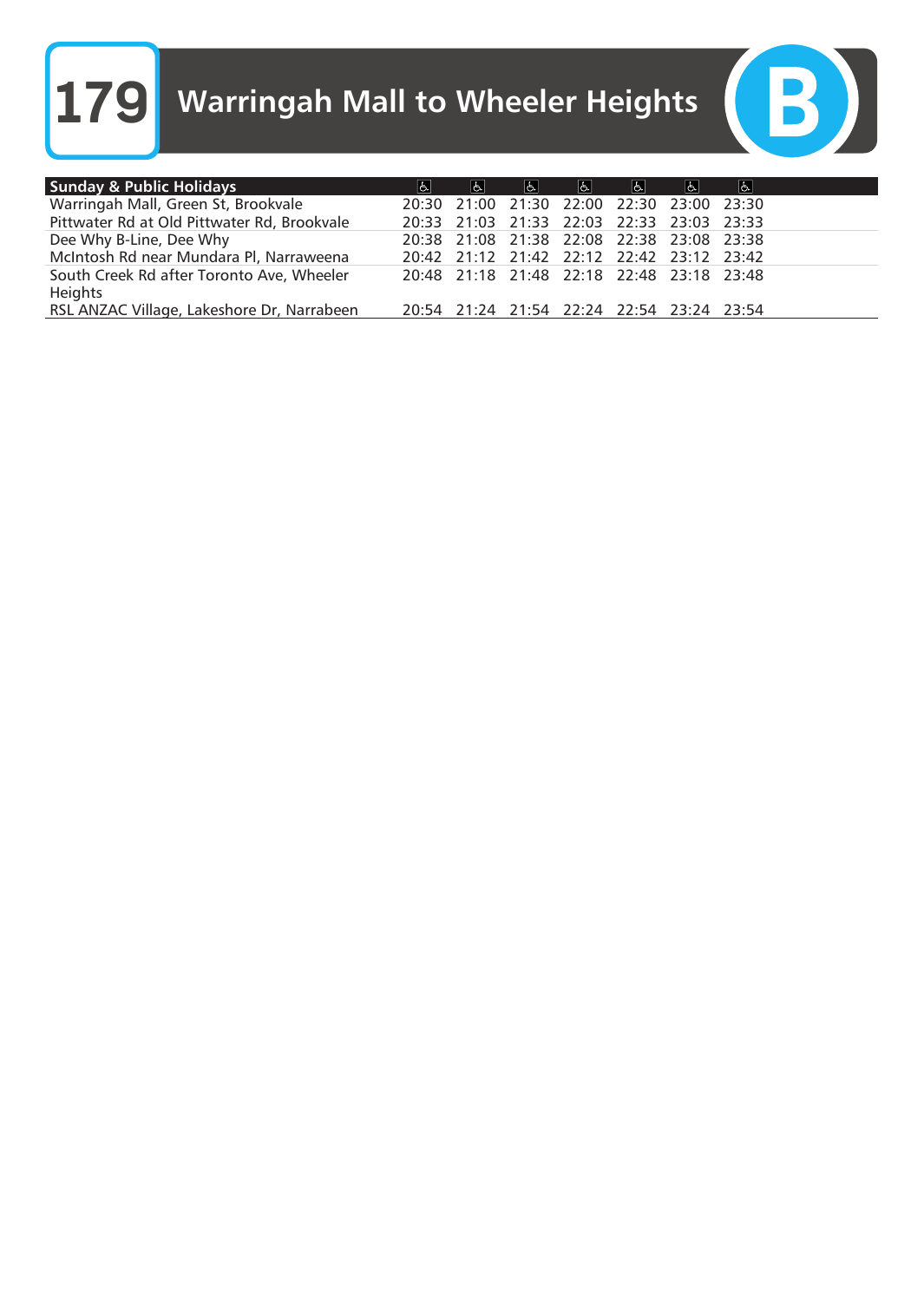# 179 Warringah Mall to Wheeler Heights

B

| Sunday & Public Holidays | ♿ | ♿ | ♿ | ♿ | ♿ | ♿ | ♿ |
|---|---|---|---|---|---|---|---|
| Warringah Mall, Green St, Brookvale | 20:30 | 21:00 | 21:30 | 22:00 | 22:30 | 23:00 | 23:30 |
| Pittwater Rd at Old Pittwater Rd, Brookvale | 20:33 | 21:03 | 21:33 | 22:03 | 22:33 | 23:03 | 23:33 |
| Dee Why B-Line, Dee Why | 20:38 | 21:08 | 21:38 | 22:08 | 22:38 | 23:08 | 23:38 |
| McIntosh Rd near Mundara Pl, Narraweena | 20:42 | 21:12 | 21:42 | 22:12 | 22:42 | 23:12 | 23:42 |
| South Creek Rd after Toronto Ave, Wheeler Heights | 20:48 | 21:18 | 21:48 | 22:18 | 22:48 | 23:18 | 23:48 |
| RSL ANZAC Village, Lakeshore Dr, Narrabeen | 20:54 | 21:24 | 21:54 | 22:24 | 22:54 | 23:24 | 23:54 |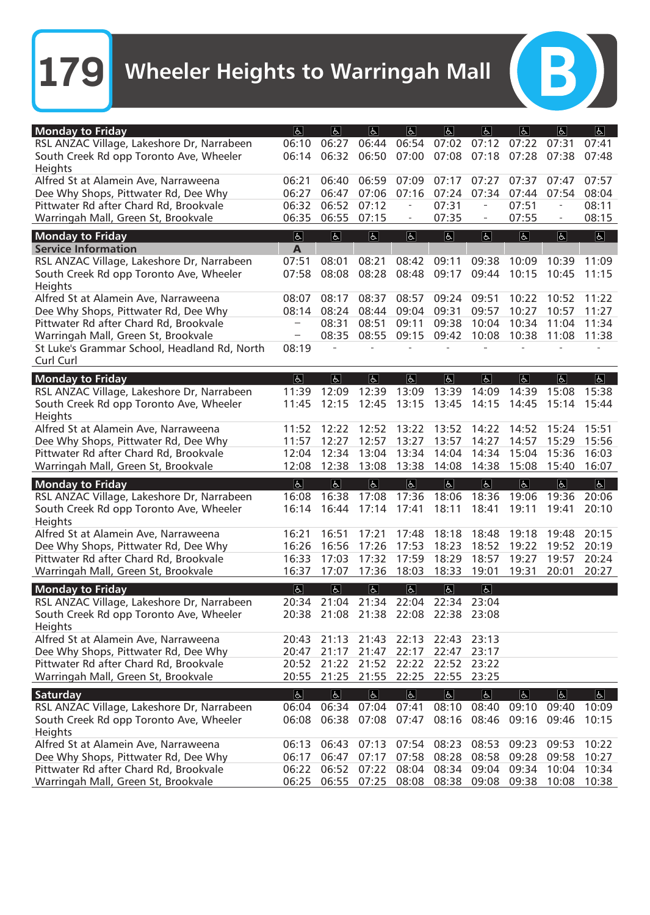# 179 Wheeler Heights to Warringah Mall

**B**

| Monday to Friday | ♿ | ♿ | ♿ | ♿ | ♿ | ♿ | ♿ | ♿ | ♿ |
|---|---|---|---|---|---|---|---|---|---|
| RSL ANZAC Village, Lakeshore Dr, Narrabeen | 06:10 | 06:27 | 06:44 | 06:54 | 07:02 | 07:12 | 07:22 | 07:31 | 07:41 |
| South Creek Rd opp Toronto Ave, Wheeler Heights | 06:14 | 06:32 | 06:50 | 07:00 | 07:08 | 07:18 | 07:28 | 07:38 | 07:48 |
| Alfred St at Alamein Ave, Narraweena | 06:21 | 06:40 | 06:59 | 07:09 | 07:17 | 07:27 | 07:37 | 07:47 | 07:57 |
| Dee Why Shops, Pittwater Rd, Dee Why | 06:27 | 06:47 | 07:06 | 07:16 | 07:24 | 07:34 | 07:44 | 07:54 | 08:04 |
| Pittwater Rd after Chard Rd, Brookvale | 06:32 | 06:52 | 07:12 | - | 07:31 | - | 07:51 | - | 08:11 |
| Warringah Mall, Green St, Brookvale | 06:35 | 06:55 | 07:15 | - | 07:35 | - | 07:55 | - | 08:15 |

| Monday to Friday | ♿ | ♿ | ♿ | ♿ | ♿ | ♿ | ♿ | ♿ | ♿ |
|---|---|---|---|---|---|---|---|---|---|
| Service Information | A | | | | | | | | |
| RSL ANZAC Village, Lakeshore Dr, Narrabeen | 07:51 | 08:01 | 08:21 | 08:42 | 09:11 | 09:38 | 10:09 | 10:39 | 11:09 |
| South Creek Rd opp Toronto Ave, Wheeler Heights | 07:58 | 08:08 | 08:28 | 08:48 | 09:17 | 09:44 | 10:15 | 10:45 | 11:15 |
| Alfred St at Alamein Ave, Narraweena | 08:07 | 08:17 | 08:37 | 08:57 | 09:24 | 09:51 | 10:22 | 10:52 | 11:22 |
| Dee Why Shops, Pittwater Rd, Dee Why | 08:14 | 08:24 | 08:44 | 09:04 | 09:31 | 09:57 | 10:27 | 10:57 | 11:27 |
| Pittwater Rd after Chard Rd, Brookvale | – | 08:31 | 08:51 | 09:11 | 09:38 | 10:04 | 10:34 | 11:04 | 11:34 |
| Warringah Mall, Green St, Brookvale | – | 08:35 | 08:55 | 09:15 | 09:42 | 10:08 | 10:38 | 11:08 | 11:38 |
| St Luke's Grammar School, Headland Rd, North Curl Curl | 08:19 | - | - | - | - | - | - | - | - |

| Monday to Friday | ♿ | ♿ | ♿ | ♿ | ♿ | ♿ | ♿ | ♿ | ♿ |
|---|---|---|---|---|---|---|---|---|---|
| RSL ANZAC Village, Lakeshore Dr, Narrabeen | 11:39 | 12:09 | 12:39 | 13:09 | 13:39 | 14:09 | 14:39 | 15:08 | 15:38 |
| South Creek Rd opp Toronto Ave, Wheeler Heights | 11:45 | 12:15 | 12:45 | 13:15 | 13:45 | 14:15 | 14:45 | 15:14 | 15:44 |
| Alfred St at Alamein Ave, Narraweena | 11:52 | 12:22 | 12:52 | 13:22 | 13:52 | 14:22 | 14:52 | 15:24 | 15:51 |
| Dee Why Shops, Pittwater Rd, Dee Why | 11:57 | 12:27 | 12:57 | 13:27 | 13:57 | 14:27 | 14:57 | 15:29 | 15:56 |
| Pittwater Rd after Chard Rd, Brookvale | 12:04 | 12:34 | 13:04 | 13:34 | 14:04 | 14:34 | 15:04 | 15:36 | 16:03 |
| Warringah Mall, Green St, Brookvale | 12:08 | 12:38 | 13:08 | 13:38 | 14:08 | 14:38 | 15:08 | 15:40 | 16:07 |

| Monday to Friday | ♿ | ♿ | ♿ | ♿ | ♿ | ♿ | ♿ | ♿ | ♿ |
|---|---|---|---|---|---|---|---|---|---|
| RSL ANZAC Village, Lakeshore Dr, Narrabeen | 16:08 | 16:38 | 17:08 | 17:36 | 18:06 | 18:36 | 19:06 | 19:36 | 20:06 |
| South Creek Rd opp Toronto Ave, Wheeler Heights | 16:14 | 16:44 | 17:14 | 17:41 | 18:11 | 18:41 | 19:11 | 19:41 | 20:10 |
| Alfred St at Alamein Ave, Narraweena | 16:21 | 16:51 | 17:21 | 17:48 | 18:18 | 18:48 | 19:18 | 19:48 | 20:15 |
| Dee Why Shops, Pittwater Rd, Dee Why | 16:26 | 16:56 | 17:26 | 17:53 | 18:23 | 18:52 | 19:22 | 19:52 | 20:19 |
| Pittwater Rd after Chard Rd, Brookvale | 16:33 | 17:03 | 17:32 | 17:59 | 18:29 | 18:57 | 19:27 | 19:57 | 20:24 |
| Warringah Mall, Green St, Brookvale | 16:37 | 17:07 | 17:36 | 18:03 | 18:33 | 19:01 | 19:31 | 20:01 | 20:27 |

| Monday to Friday | ♿ | ♿ | ♿ | ♿ | ♿ | ♿ |
|---|---|---|---|---|---|---|
| RSL ANZAC Village, Lakeshore Dr, Narrabeen | 20:34 | 21:04 | 21:34 | 22:04 | 22:34 | 23:04 |
| South Creek Rd opp Toronto Ave, Wheeler Heights | 20:38 | 21:08 | 21:38 | 22:08 | 22:38 | 23:08 |
| Alfred St at Alamein Ave, Narraweena | 20:43 | 21:13 | 21:43 | 22:13 | 22:43 | 23:13 |
| Dee Why Shops, Pittwater Rd, Dee Why | 20:47 | 21:17 | 21:47 | 22:17 | 22:47 | 23:17 |
| Pittwater Rd after Chard Rd, Brookvale | 20:52 | 21:22 | 21:52 | 22:22 | 22:52 | 23:22 |
| Warringah Mall, Green St, Brookvale | 20:55 | 21:25 | 21:55 | 22:25 | 22:55 | 23:25 |

| Saturday | ♿ | ♿ | ♿ | ♿ | ♿ | ♿ | ♿ | ♿ | ♿ |
|---|---|---|---|---|---|---|---|---|---|
| RSL ANZAC Village, Lakeshore Dr, Narrabeen | 06:04 | 06:34 | 07:04 | 07:41 | 08:10 | 08:40 | 09:10 | 09:40 | 10:09 |
| South Creek Rd opp Toronto Ave, Wheeler Heights | 06:08 | 06:38 | 07:08 | 07:47 | 08:16 | 08:46 | 09:16 | 09:46 | 10:15 |
| Alfred St at Alamein Ave, Narraweena | 06:13 | 06:43 | 07:13 | 07:54 | 08:23 | 08:53 | 09:23 | 09:53 | 10:22 |
| Dee Why Shops, Pittwater Rd, Dee Why | 06:17 | 06:47 | 07:17 | 07:58 | 08:28 | 08:58 | 09:28 | 09:58 | 10:27 |
| Pittwater Rd after Chard Rd, Brookvale | 06:22 | 06:52 | 07:22 | 08:04 | 08:34 | 09:04 | 09:34 | 10:04 | 10:34 |
| Warringah Mall, Green St, Brookvale | 06:25 | 06:55 | 07:25 | 08:08 | 08:38 | 09:08 | 09:38 | 10:08 | 10:38 |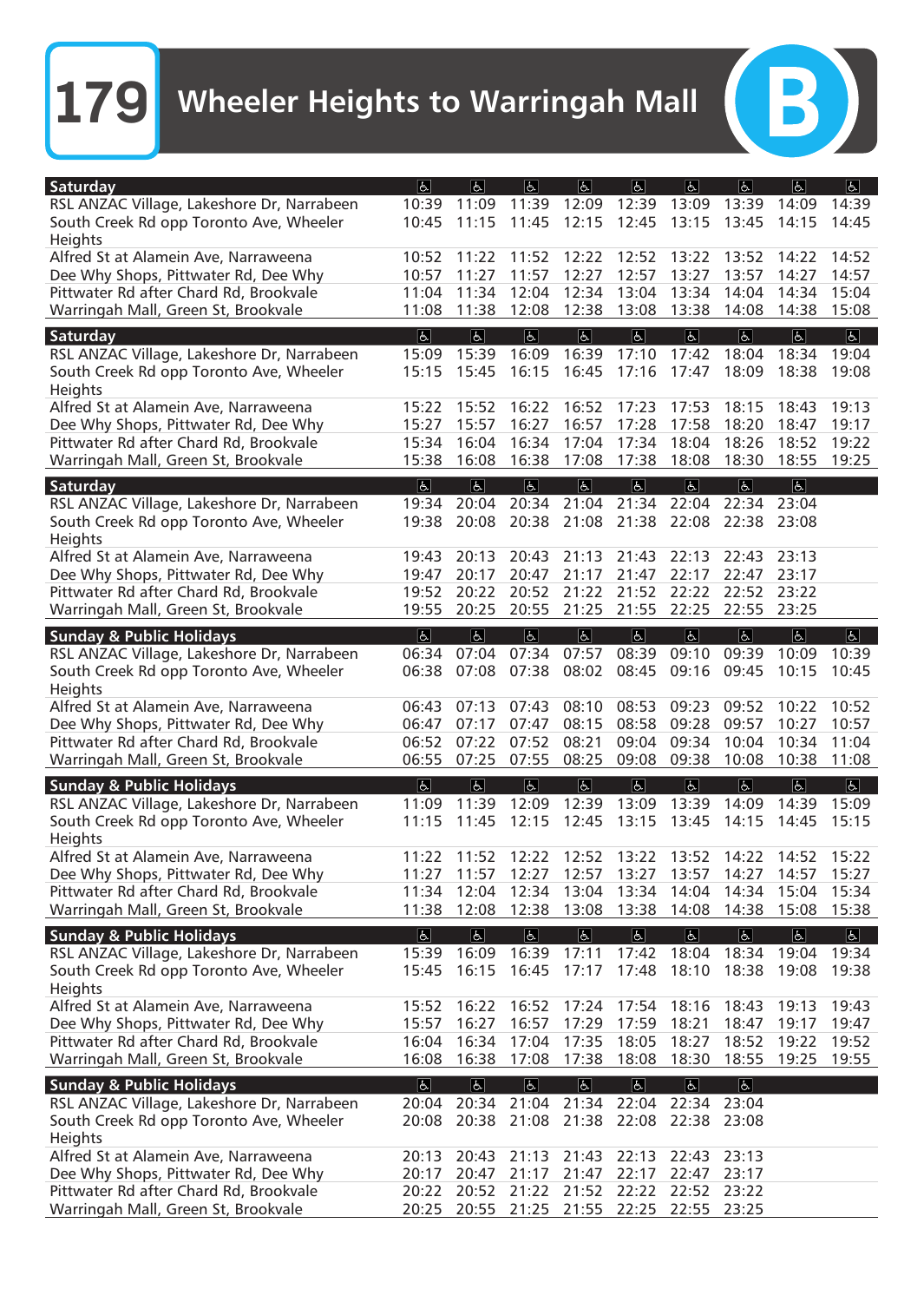# 179 Wheeler Heights to Warringah Mall

B

| Saturday | ♿ | ♿ | ♿ | ♿ | ♿ | ♿ | ♿ | ♿ | ♿ |
|---|---|---|---|---|---|---|---|---|---|
| RSL ANZAC Village, Lakeshore Dr, Narrabeen | 10:39 | 11:09 | 11:39 | 12:09 | 12:39 | 13:09 | 13:39 | 14:09 | 14:39 |
| South Creek Rd opp Toronto Ave, Wheeler Heights | 10:45 | 11:15 | 11:45 | 12:15 | 12:45 | 13:15 | 13:45 | 14:15 | 14:45 |
| Alfred St at Alamein Ave, Narraweena | 10:52 | 11:22 | 11:52 | 12:22 | 12:52 | 13:22 | 13:52 | 14:22 | 14:52 |
| Dee Why Shops, Pittwater Rd, Dee Why | 10:57 | 11:27 | 11:57 | 12:27 | 12:57 | 13:27 | 13:57 | 14:27 | 14:57 |
| Pittwater Rd after Chard Rd, Brookvale | 11:04 | 11:34 | 12:04 | 12:34 | 13:04 | 13:34 | 14:04 | 14:34 | 15:04 |
| Warringah Mall, Green St, Brookvale | 11:08 | 11:38 | 12:08 | 12:38 | 13:08 | 13:38 | 14:08 | 14:38 | 15:08 |

| Saturday | ♿ | ♿ | ♿ | ♿ | ♿ | ♿ | ♿ | ♿ | ♿ |
|---|---|---|---|---|---|---|---|---|---|
| RSL ANZAC Village, Lakeshore Dr, Narrabeen | 15:09 | 15:39 | 16:09 | 16:39 | 17:10 | 17:42 | 18:04 | 18:34 | 19:04 |
| South Creek Rd opp Toronto Ave, Wheeler Heights | 15:15 | 15:45 | 16:15 | 16:45 | 17:16 | 17:47 | 18:09 | 18:38 | 19:08 |
| Alfred St at Alamein Ave, Narraweena | 15:22 | 15:52 | 16:22 | 16:52 | 17:23 | 17:53 | 18:15 | 18:43 | 19:13 |
| Dee Why Shops, Pittwater Rd, Dee Why | 15:27 | 15:57 | 16:27 | 16:57 | 17:28 | 17:58 | 18:20 | 18:47 | 19:17 |
| Pittwater Rd after Chard Rd, Brookvale | 15:34 | 16:04 | 16:34 | 17:04 | 17:34 | 18:04 | 18:26 | 18:52 | 19:22 |
| Warringah Mall, Green St, Brookvale | 15:38 | 16:08 | 16:38 | 17:08 | 17:38 | 18:08 | 18:30 | 18:55 | 19:25 |

| Saturday | ♿ | ♿ | ♿ | ♿ | ♿ | ♿ | ♿ | ♿ |
|---|---|---|---|---|---|---|---|---|
| RSL ANZAC Village, Lakeshore Dr, Narrabeen | 19:34 | 20:04 | 20:34 | 21:04 | 21:34 | 22:04 | 22:34 | 23:04 |
| South Creek Rd opp Toronto Ave, Wheeler Heights | 19:38 | 20:08 | 20:38 | 21:08 | 21:38 | 22:08 | 22:38 | 23:08 |
| Alfred St at Alamein Ave, Narraweena | 19:43 | 20:13 | 20:43 | 21:13 | 21:43 | 22:13 | 22:43 | 23:13 |
| Dee Why Shops, Pittwater Rd, Dee Why | 19:47 | 20:17 | 20:47 | 21:17 | 21:47 | 22:17 | 22:47 | 23:17 |
| Pittwater Rd after Chard Rd, Brookvale | 19:52 | 20:22 | 20:52 | 21:22 | 21:52 | 22:22 | 22:52 | 23:22 |
| Warringah Mall, Green St, Brookvale | 19:55 | 20:25 | 20:55 | 21:25 | 21:55 | 22:25 | 22:55 | 23:25 |

| Sunday & Public Holidays | ♿ | ♿ | ♿ | ♿ | ♿ | ♿ | ♿ | ♿ | ♿ |
|---|---|---|---|---|---|---|---|---|---|
| RSL ANZAC Village, Lakeshore Dr, Narrabeen | 06:34 | 07:04 | 07:34 | 07:57 | 08:39 | 09:10 | 09:39 | 10:09 | 10:39 |
| South Creek Rd opp Toronto Ave, Wheeler Heights | 06:38 | 07:08 | 07:38 | 08:02 | 08:45 | 09:16 | 09:45 | 10:15 | 10:45 |
| Alfred St at Alamein Ave, Narraweena | 06:43 | 07:13 | 07:43 | 08:10 | 08:53 | 09:23 | 09:52 | 10:22 | 10:52 |
| Dee Why Shops, Pittwater Rd, Dee Why | 06:47 | 07:17 | 07:47 | 08:15 | 08:58 | 09:28 | 09:57 | 10:27 | 10:57 |
| Pittwater Rd after Chard Rd, Brookvale | 06:52 | 07:22 | 07:52 | 08:21 | 09:04 | 09:34 | 10:04 | 10:34 | 11:04 |
| Warringah Mall, Green St, Brookvale | 06:55 | 07:25 | 07:55 | 08:25 | 09:08 | 09:38 | 10:08 | 10:38 | 11:08 |

| Sunday & Public Holidays | ♿ | ♿ | ♿ | ♿ | ♿ | ♿ | ♿ | ♿ | ♿ |
|---|---|---|---|---|---|---|---|---|---|
| RSL ANZAC Village, Lakeshore Dr, Narrabeen | 11:09 | 11:39 | 12:09 | 12:39 | 13:09 | 13:39 | 14:09 | 14:39 | 15:09 |
| South Creek Rd opp Toronto Ave, Wheeler Heights | 11:15 | 11:45 | 12:15 | 12:45 | 13:15 | 13:45 | 14:15 | 14:45 | 15:15 |
| Alfred St at Alamein Ave, Narraweena | 11:22 | 11:52 | 12:22 | 12:52 | 13:22 | 13:52 | 14:22 | 14:52 | 15:22 |
| Dee Why Shops, Pittwater Rd, Dee Why | 11:27 | 11:57 | 12:27 | 12:57 | 13:27 | 13:57 | 14:27 | 14:57 | 15:27 |
| Pittwater Rd after Chard Rd, Brookvale | 11:34 | 12:04 | 12:34 | 13:04 | 13:34 | 14:04 | 14:34 | 15:04 | 15:34 |
| Warringah Mall, Green St, Brookvale | 11:38 | 12:08 | 12:38 | 13:08 | 13:38 | 14:08 | 14:38 | 15:08 | 15:38 |

| Sunday & Public Holidays | ♿ | ♿ | ♿ | ♿ | ♿ | ♿ | ♿ | ♿ | ♿ |
|---|---|---|---|---|---|---|---|---|---|
| RSL ANZAC Village, Lakeshore Dr, Narrabeen | 15:39 | 16:09 | 16:39 | 17:11 | 17:42 | 18:04 | 18:34 | 19:04 | 19:34 |
| South Creek Rd opp Toronto Ave, Wheeler Heights | 15:45 | 16:15 | 16:45 | 17:17 | 17:48 | 18:10 | 18:38 | 19:08 | 19:38 |
| Alfred St at Alamein Ave, Narraweena | 15:52 | 16:22 | 16:52 | 17:24 | 17:54 | 18:16 | 18:43 | 19:13 | 19:43 |
| Dee Why Shops, Pittwater Rd, Dee Why | 15:57 | 16:27 | 16:57 | 17:29 | 17:59 | 18:21 | 18:47 | 19:17 | 19:47 |
| Pittwater Rd after Chard Rd, Brookvale | 16:04 | 16:34 | 17:04 | 17:35 | 18:05 | 18:27 | 18:52 | 19:22 | 19:52 |
| Warringah Mall, Green St, Brookvale | 16:08 | 16:38 | 17:08 | 17:38 | 18:08 | 18:30 | 18:55 | 19:25 | 19:55 |

| Sunday & Public Holidays | ♿ | ♿ | ♿ | ♿ | ♿ | ♿ | ♿ |
|---|---|---|---|---|---|---|---|
| RSL ANZAC Village, Lakeshore Dr, Narrabeen | 20:04 | 20:34 | 21:04 | 21:34 | 22:04 | 22:34 | 23:04 |
| South Creek Rd opp Toronto Ave, Wheeler Heights | 20:08 | 20:38 | 21:08 | 21:38 | 22:08 | 22:38 | 23:08 |
| Alfred St at Alamein Ave, Narraweena | 20:13 | 20:43 | 21:13 | 21:43 | 22:13 | 22:43 | 23:13 |
| Dee Why Shops, Pittwater Rd, Dee Why | 20:17 | 20:47 | 21:17 | 21:47 | 22:17 | 22:47 | 23:17 |
| Pittwater Rd after Chard Rd, Brookvale | 20:22 | 20:52 | 21:22 | 21:52 | 22:22 | 22:52 | 23:22 |
| Warringah Mall, Green St, Brookvale | 20:25 | 20:55 | 21:25 | 21:55 | 22:25 | 22:55 | 23:25 |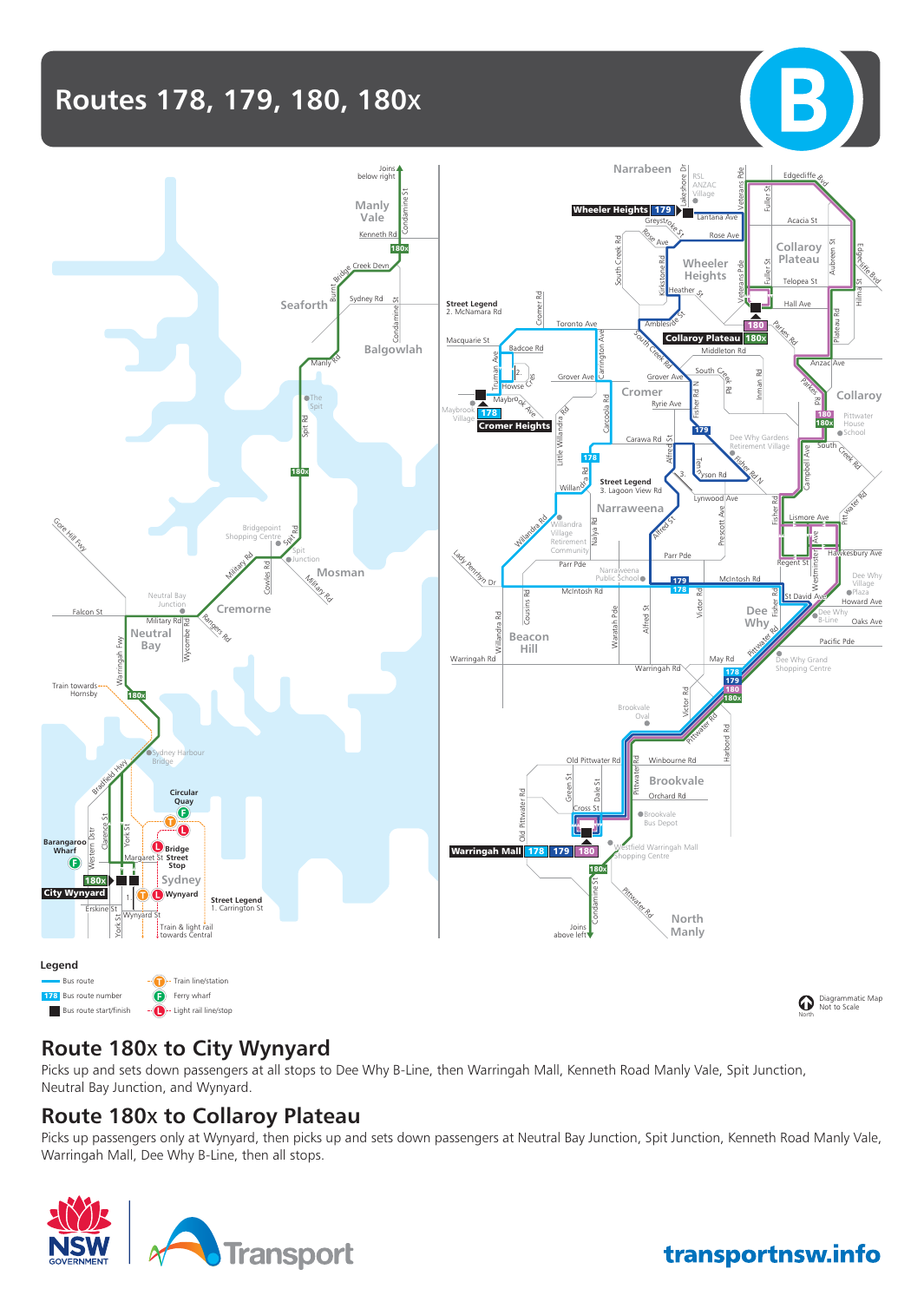# Routes 178, 179, 180, 180x

B

## Legend

Bus route

178 Bus route number

Bus route start/finish

Train line/station

Ferry wharf

Light rail line/stop

Diagrammatic Map Not to Scale

North

## Route 180x to City Wynyard

Picks up and sets down passengers at all stops to Dee Why B-Line, then Warringah Mall, Kenneth Road Manly Vale, Spit Junction, Neutral Bay Junction, and Wynyard.

## Route 180x to Collaroy Plateau

Picks up passengers only at Wynyard, then picks up and sets down passengers at Neutral Bay Junction, Spit Junction, Kenneth Road Manly Vale, Warringah Mall, Dee Why B-Line, then all stops.

NSW GOVERNMENT

Transport

transportnsw.info